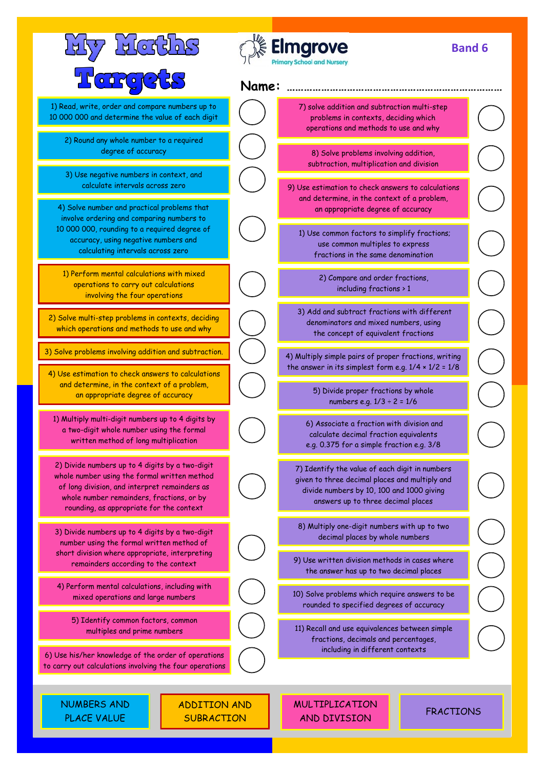# My Maths Targets

Elmgrove Primary School and Nursery

**Band 6**

Name: ..............................................................................

## Numbers and Place Value

1) Read, write, order and compare numbers up to 10 000 000 and determine the value of each digit
2) Round any whole number to a required degree of accuracy
3) Use negative numbers in context, and calculate intervals across zero
4) Solve number and practical problems that involve ordering and comparing numbers to 10 000 000, rounding to a required degree of accuracy, using negative numbers and calculating intervals across zero

## Addition and Subraction

1) Perform mental calculations with mixed operations to carry out calculations involving the four operations
2) Solve multi-step problems in contexts, deciding which operations and methods to use and why
3) Solve problems involving addition and subtraction.
4) Use estimation to check answers to calculations and determine, in the context of a problem, an appropriate degree of accuracy

## Multiplication and Division

1) Multiply multi-digit numbers up to 4 digits by a two-digit whole number using the formal written method of long multiplication
2) Divide numbers up to 4 digits by a two-digit whole number using the formal written method of long division, and interpret remainders as whole number remainders, fractions, or by rounding, as appropriate for the context
3) Divide numbers up to 4 digits by a two-digit number using the formal written method of short division where appropriate, interpreting remainders according to the context
4) Perform mental calculations, including with mixed operations and large numbers
5) Identify common factors, common multiples and prime numbers
6) Use his/her knowledge of the order of operations to carry out calculations involving the four operations
7) solve addition and subtraction multi-step problems in contexts, deciding which operations and methods to use and why
8) Solve problems involving addition, subtraction, multiplication and division
9) Use estimation to check answers to calculations and determine, in the context of a problem, an appropriate degree of accuracy

## Fractions

1) Use common factors to simplify fractions; use common multiples to express fractions in the same denomination
2) Compare and order fractions, including fractions > 1
3) Add and subtract fractions with different denominators and mixed numbers, using the concept of equivalent fractions
4) Multiply simple pairs of proper fractions, writing the answer in its simplest form e.g. $1/4 \times 1/2 = 1/8$
5) Divide proper fractions by whole numbers e.g. $1/3 \div 2 = 1/6$
6) Associate a fraction with division and calculate decimal fraction equivalents e.g. 0.375 for a simple fraction e.g. 3/8
7) Identify the value of each digit in numbers given to three decimal places and multiply and divide numbers by 10, 100 and 1000 giving answers up to three decimal places
8) Multiply one-digit numbers with up to two decimal places by whole numbers
9) Use written division methods in cases where the answer has up to two decimal places
10) Solve problems which require answers to be rounded to specified degrees of accuracy
11) Recall and use equivalences between simple fractions, decimals and percentages, including in different contexts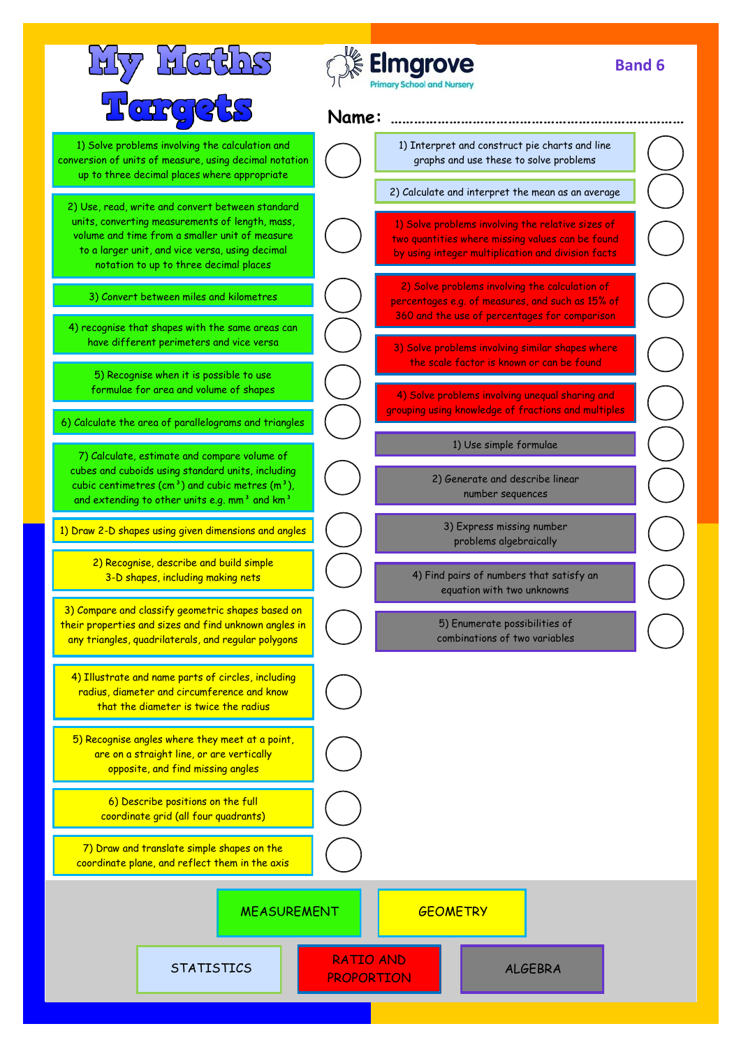# My Maths Targets

Elmgrove Primary School and Nursery

Band 6

Name: ......................................................................................

1) Solve problems involving the calculation and conversion of units of measure, using decimal notation up to three decimal places where appropriate

2) Use, read, write and convert between standard units, converting measurements of length, mass, volume and time from a smaller unit of measure to a larger unit, and vice versa, using decimal notation to up to three decimal places

3) Convert between miles and kilometres

4) recognise that shapes with the same areas can have different perimeters and vice versa

5) Recognise when it is possible to use formulae for area and volume of shapes

6) Calculate the area of parallelograms and triangles

7) Calculate, estimate and compare volume of cubes and cuboids using standard units, including cubic centimetres ($cm^3$) and cubic metres ($m^3$), and extending to other units e.g. $mm^3$ and $km^3$

1) Draw 2-D shapes using given dimensions and angles

2) Recognise, describe and build simple 3-D shapes, including making nets

3) Compare and classify geometric shapes based on their properties and sizes and find unknown angles in any triangles, quadrilaterals, and regular polygons

4) Illustrate and name parts of circles, including radius, diameter and circumference and know that the diameter is twice the radius

5) Recognise angles where they meet at a point, are on a straight line, or are vertically opposite, and find missing angles

6) Describe positions on the full coordinate grid (all four quadrants)

7) Draw and translate simple shapes on the coordinate plane, and reflect them in the axis

1) Interpret and construct pie charts and line graphs and use these to solve problems

2) Calculate and interpret the mean as an average

1) Solve problems involving the relative sizes of two quantities where missing values can be found by using integer multiplication and division facts

2) Solve problems involving the calculation of percentages e.g. of measures, and such as 15% of 360 and the use of percentages for comparison

3) Solve problems involving similar shapes where the scale factor is known or can be found

4) Solve problems involving unequal sharing and grouping using knowledge of fractions and multiples

1) Use simple formulae

2) Generate and describe linear number sequences

3) Express missing number problems algebraically

4) Find pairs of numbers that satisfy an equation with two unknowns

5) Enumerate possibilities of combinations of two variables

MEASUREMENT | GEOMETRY | STATISTICS | RATIO AND PROPORTION | ALGEBRA